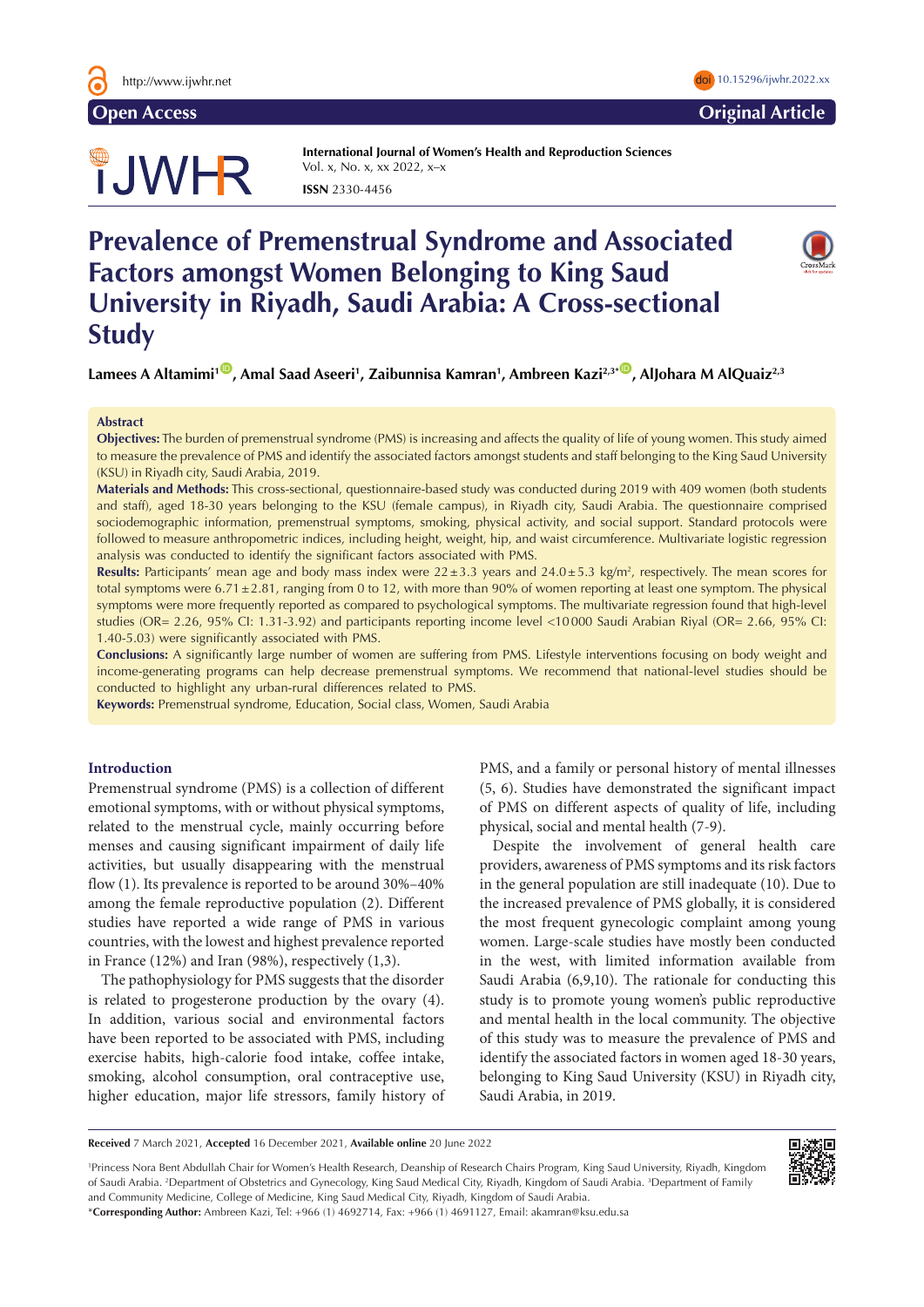Open Access

Original Article

International Journal of Women's Health and Reproduction Sciences
Vol. x, No. x, xx 2022, x–x
**ISSN** 2330-4456

# Prevalence of Premenstrual Syndrome and Associated Factors amongst Women Belonging to King Saud University in Riyadh, Saudi Arabia: A Cross-sectional Study

**Lamees A Altamimi[1], Amal Saad Aseeri[1], Zaibunnisa Kamran[1], Ambreen Kazi[2,3*], AlJohara M AlQuaiz[2,3]**

## Abstract

**Objectives:** The burden of premenstrual syndrome (PMS) is increasing and affects the quality of life of young women. This study aimed to measure the prevalence of PMS and identify the associated factors amongst students and staff belonging to the King Saud University (KSU) in Riyadh city, Saudi Arabia, 2019.

**Materials and Methods:** This cross-sectional, questionnaire-based study was conducted during 2019 with 409 women (both students and staff), aged 18-30 years belonging to the KSU (female campus), in Riyadh city, Saudi Arabia. The questionnaire comprised sociodemographic information, premenstrual symptoms, smoking, physical activity, and social support. Standard protocols were followed to measure anthropometric indices, including height, weight, hip, and waist circumference. Multivariate logistic regression analysis was conducted to identify the significant factors associated with PMS.

**Results:** Participants' mean age and body mass index were $22 \pm 3.3$ years and $24.0 \pm 5.3$ kg/m$^2$, respectively. The mean scores for total symptoms were $6.71 \pm 2.81$, ranging from 0 to 12, with more than 90% of women reporting at least one symptom. The physical symptoms were more frequently reported as compared to psychological symptoms. The multivariate regression found that high-level studies (OR= 2.26, 95% CI: 1.31-3.92) and participants reporting income level <10 000 Saudi Arabian Riyal (OR= 2.66, 95% CI: 1.40-5.03) were significantly associated with PMS.

**Conclusions:** A significantly large number of women are suffering from PMS. Lifestyle interventions focusing on body weight and income-generating programs can help decrease premenstrual symptoms. We recommend that national-level studies should be conducted to highlight any urban-rural differences related to PMS.

**Keywords:** Premenstrual syndrome, Education, Social class, Women, Saudi Arabia

## Introduction

Premenstrual syndrome (PMS) is a collection of different emotional symptoms, with or without physical symptoms, related to the menstrual cycle, mainly occurring before menses and causing significant impairment of daily life activities, but usually disappearing with the menstrual flow (1). Its prevalence is reported to be around 30%–40% among the female reproductive population (2). Different studies have reported a wide range of PMS in various countries, with the lowest and highest prevalence reported in France (12%) and Iran (98%), respectively (1,3).

The pathophysiology for PMS suggests that the disorder is related to progesterone production by the ovary (4). In addition, various social and environmental factors have been reported to be associated with PMS, including exercise habits, high-calorie food intake, coffee intake, smoking, alcohol consumption, oral contraceptive use, higher education, major life stressors, family history of PMS, and a family or personal history of mental illnesses (5, 6). Studies have demonstrated the significant impact of PMS on different aspects of quality of life, including physical, social and mental health (7-9).

Despite the involvement of general health care providers, awareness of PMS symptoms and its risk factors in the general population are still inadequate (10). Due to the increased prevalence of PMS globally, it is considered the most frequent gynecologic complaint among young women. Large-scale studies have mostly been conducted in the west, with limited information available from Saudi Arabia (6,9,10). The rationale for conducting this study is to promote young women's public reproductive and mental health in the local community. The objective of this study was to measure the prevalence of PMS and identify the associated factors in women aged 18-30 years, belonging to King Saud University (KSU) in Riyadh city, Saudi Arabia, in 2019.

---

**Received** 7 March 2021, **Accepted** 16 December 2021, **Available online** 20 June 2022

[1]Princess Nora Bent Abdullah Chair for Women's Health Research, Deanship of Research Chairs Program, King Saud University, Riyadh, Kingdom of Saudi Arabia. [2]Department of Obstetrics and Gynecology, King Saud Medical City, Riyadh, Kingdom of Saudi Arabia. [3]Department of Family and Community Medicine, College of Medicine, King Saud Medical City, Riyadh, Kingdom of Saudi Arabia.

*__Corresponding Author:__ Ambreen Kazi, Tel: +966 (1) 4692714, Fax: +966 (1) 4691127, Email: akamran@ksu.edu.sa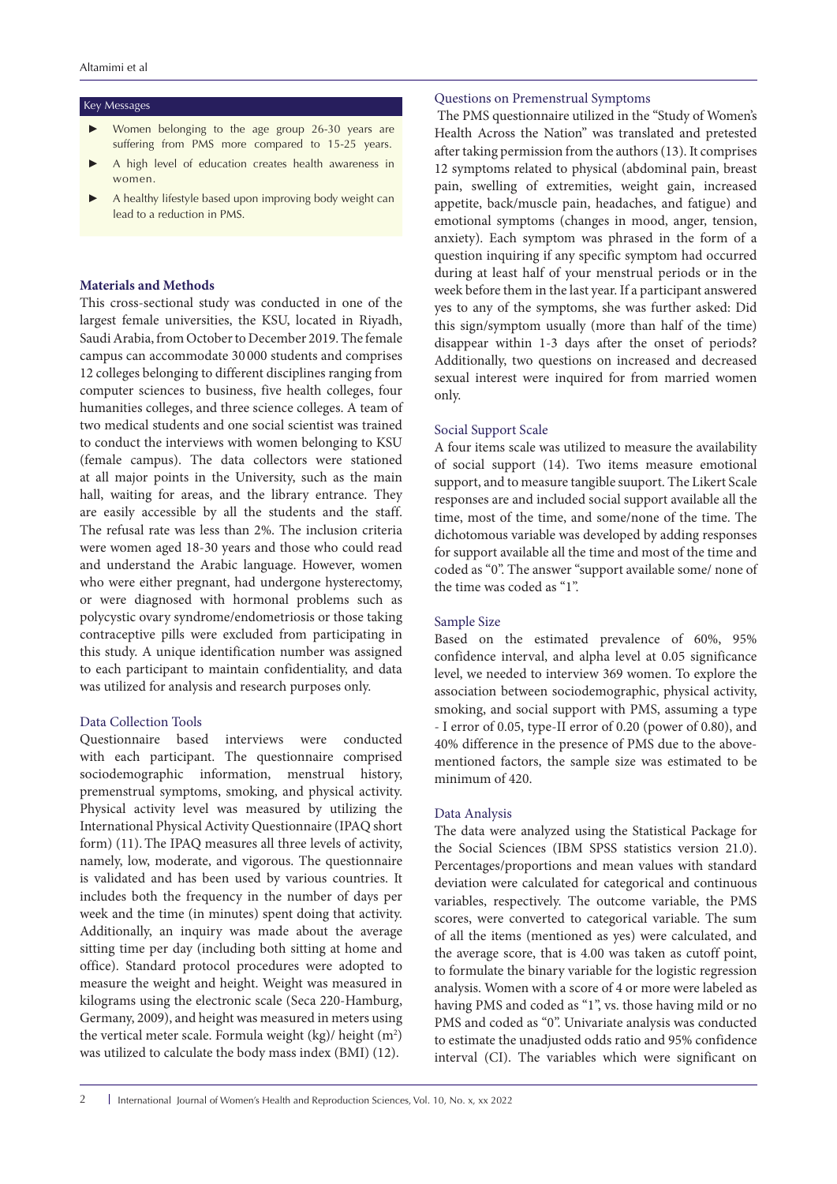## Key Messages

- Women belonging to the age group 26-30 years are suffering from PMS more compared to 15-25 years.
- A high level of education creates health awareness in women.
- A healthy lifestyle based upon improving body weight can lead to a reduction in PMS.

## Materials and Methods

This cross-sectional study was conducted in one of the largest female universities, the KSU, located in Riyadh, Saudi Arabia, from October to December 2019. The female campus can accommodate 30 000 students and comprises 12 colleges belonging to different disciplines ranging from computer sciences to business, five health colleges, four humanities colleges, and three science colleges. A team of two medical students and one social scientist was trained to conduct the interviews with women belonging to KSU (female campus). The data collectors were stationed at all major points in the University, such as the main hall, waiting for areas, and the library entrance. They are easily accessible by all the students and the staff. The refusal rate was less than 2%. The inclusion criteria were women aged 18-30 years and those who could read and understand the Arabic language. However, women who were either pregnant, had undergone hysterectomy, or were diagnosed with hormonal problems such as polycystic ovary syndrome/endometriosis or those taking contraceptive pills were excluded from participating in this study. A unique identification number was assigned to each participant to maintain confidentiality, and data was utilized for analysis and research purposes only.

### Data Collection Tools

Questionnaire based interviews were conducted with each participant. The questionnaire comprised sociodemographic information, menstrual history, premenstrual symptoms, smoking, and physical activity. Physical activity level was measured by utilizing the International Physical Activity Questionnaire (IPAQ short form) (11). The IPAQ measures all three levels of activity, namely, low, moderate, and vigorous. The questionnaire is validated and has been used by various countries. It includes both the frequency in the number of days per week and the time (in minutes) spent doing that activity. Additionally, an inquiry was made about the average sitting time per day (including both sitting at home and office). Standard protocol procedures were adopted to measure the weight and height. Weight was measured in kilograms using the electronic scale (Seca 220-Hamburg, Germany, 2009), and height was measured in meters using the vertical meter scale. Formula weight (kg)/ height ($m^2$) was utilized to calculate the body mass index (BMI) (12).

### Questions on Premenstrual Symptoms

The PMS questionnaire utilized in the "Study of Women's Health Across the Nation" was translated and pretested after taking permission from the authors (13). It comprises 12 symptoms related to physical (abdominal pain, breast pain, swelling of extremities, weight gain, increased appetite, back/muscle pain, headaches, and fatigue) and emotional symptoms (changes in mood, anger, tension, anxiety). Each symptom was phrased in the form of a question inquiring if any specific symptom had occurred during at least half of your menstrual periods or in the week before them in the last year. If a participant answered yes to any of the symptoms, she was further asked: Did this sign/symptom usually (more than half of the time) disappear within 1-3 days after the onset of periods? Additionally, two questions on increased and decreased sexual interest were inquired for from married women only.

### Social Support Scale

A four items scale was utilized to measure the availability of social support (14). Two items measure emotional support, and to measure tangible suuport. The Likert Scale responses are and included social support available all the time, most of the time, and some/none of the time. The dichotomous variable was developed by adding responses for support available all the time and most of the time and coded as "0". The answer "support available some/ none of the time was coded as "1".

### Sample Size

Based on the estimated prevalence of 60%, 95% confidence interval, and alpha level at 0.05 significance level, we needed to interview 369 women. To explore the association between sociodemographic, physical activity, smoking, and social support with PMS, assuming a type - I error of 0.05, type-II error of 0.20 (power of 0.80), and 40% difference in the presence of PMS due to the above-mentioned factors, the sample size was estimated to be minimum of 420.

### Data Analysis

The data were analyzed using the Statistical Package for the Social Sciences (IBM SPSS statistics version 21.0). Percentages/proportions and mean values with standard deviation were calculated for categorical and continuous variables, respectively. The outcome variable, the PMS scores, were converted to categorical variable. The sum of all the items (mentioned as yes) were calculated, and the average score, that is 4.00 was taken as cutoff point, to formulate the binary variable for the logistic regression analysis. Women with a score of 4 or more were labeled as having PMS and coded as "1", vs. those having mild or no PMS and coded as "0". Univariate analysis was conducted to estimate the unadjusted odds ratio and 95% confidence interval (CI). The variables which were significant on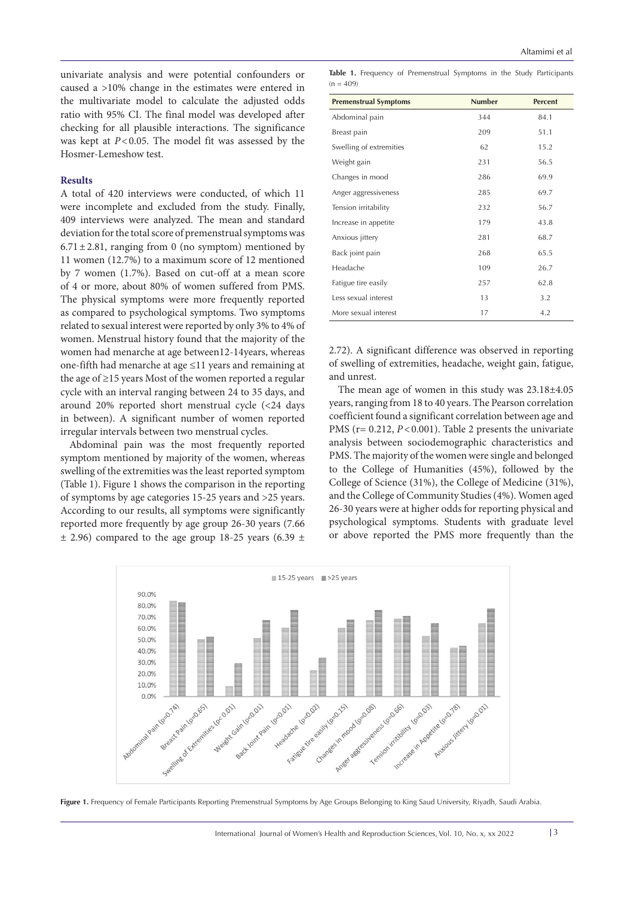univariate analysis and were potential confounders or caused a >10% change in the estimates were entered in the multivariate model to calculate the adjusted odds ratio with 95% CI. The final model was developed after checking for all plausible interactions. The significance was kept at $P<0.05$. The model fit was assessed by the Hosmer-Lemeshow test.

### Results

A total of 420 interviews were conducted, of which 11 were incomplete and excluded from the study. Finally, 409 interviews were analyzed. The mean and standard deviation for the total score of premenstrual symptoms was $6.71 \pm 2.81$, ranging from 0 (no symptom) mentioned by 11 women (12.7%) to a maximum score of 12 mentioned by 7 women (1.7%). Based on cut-off at a mean score of 4 or more, about 80% of women suffered from PMS. The physical symptoms were more frequently reported as compared to psychological symptoms. Two symptoms related to sexual interest were reported by only 3% to 4% of women. Menstrual history found that the majority of the women had menarche at age between12-14years, whereas one-fifth had menarche at age ≤11 years and remaining at the age of ≥15 years Most of the women reported a regular cycle with an interval ranging between 24 to 35 days, and around 20% reported short menstrual cycle (<24 days in between). A significant number of women reported irregular intervals between two menstrual cycles.

Abdominal pain was the most frequently reported symptom mentioned by majority of the women, whereas swelling of the extremities was the least reported symptom (Table 1). Figure 1 shows the comparison in the reporting of symptoms by age categories 15-25 years and >25 years. According to our results, all symptoms were significantly reported more frequently by age group 26-30 years ($7.66 \pm 2.96$) compared to the age group 18-25 years ($6.39 \pm 2.72$). A significant difference was observed in reporting of swelling of extremities, headache, weight gain, fatigue, and unrest.

**Table 1.** Frequency of Premenstrual Symptoms in the Study Participants (n = 409)

| Premenstrual Symptoms | Number | Percent |
|---|---|---|
| Abdominal pain | 344 | 84.1 |
| Breast pain | 209 | 51.1 |
| Swelling of extremities | 62 | 15.2 |
| Weight gain | 231 | 56.5 |
| Changes in mood | 286 | 69.9 |
| Anger aggressiveness | 285 | 69.7 |
| Tension irritability | 232 | 56.7 |
| Increase in appetite | 179 | 43.8 |
| Anxious jittery | 281 | 68.7 |
| Back joint pain | 268 | 65.5 |
| Headache | 109 | 26.7 |
| Fatigue tire easily | 257 | 62.8 |
| Less sexual interest | 13 | 3.2 |
| More sexual interest | 17 | 4.2 |

The mean age of women in this study was 23.18±4.05 years, ranging from 18 to 40 years. The Pearson correlation coefficient found a significant correlation between age and PMS ($r= 0.212$, $P<0.001$). Table 2 presents the univariate analysis between sociodemographic characteristics and PMS. The majority of the women were single and belonged to the College of Humanities (45%), followed by the College of Science (31%), the College of Medicine (31%), and the College of Community Studies (4%). Women aged 26-30 years were at higher odds for reporting physical and psychological symptoms. Students with graduate level or above reported the PMS more frequently than the

**Figure 1.** Frequency of Female Participants Reporting Premenstrual Symptoms by Age Groups Belonging to King Saud University, Riyadh, Saudi Arabia.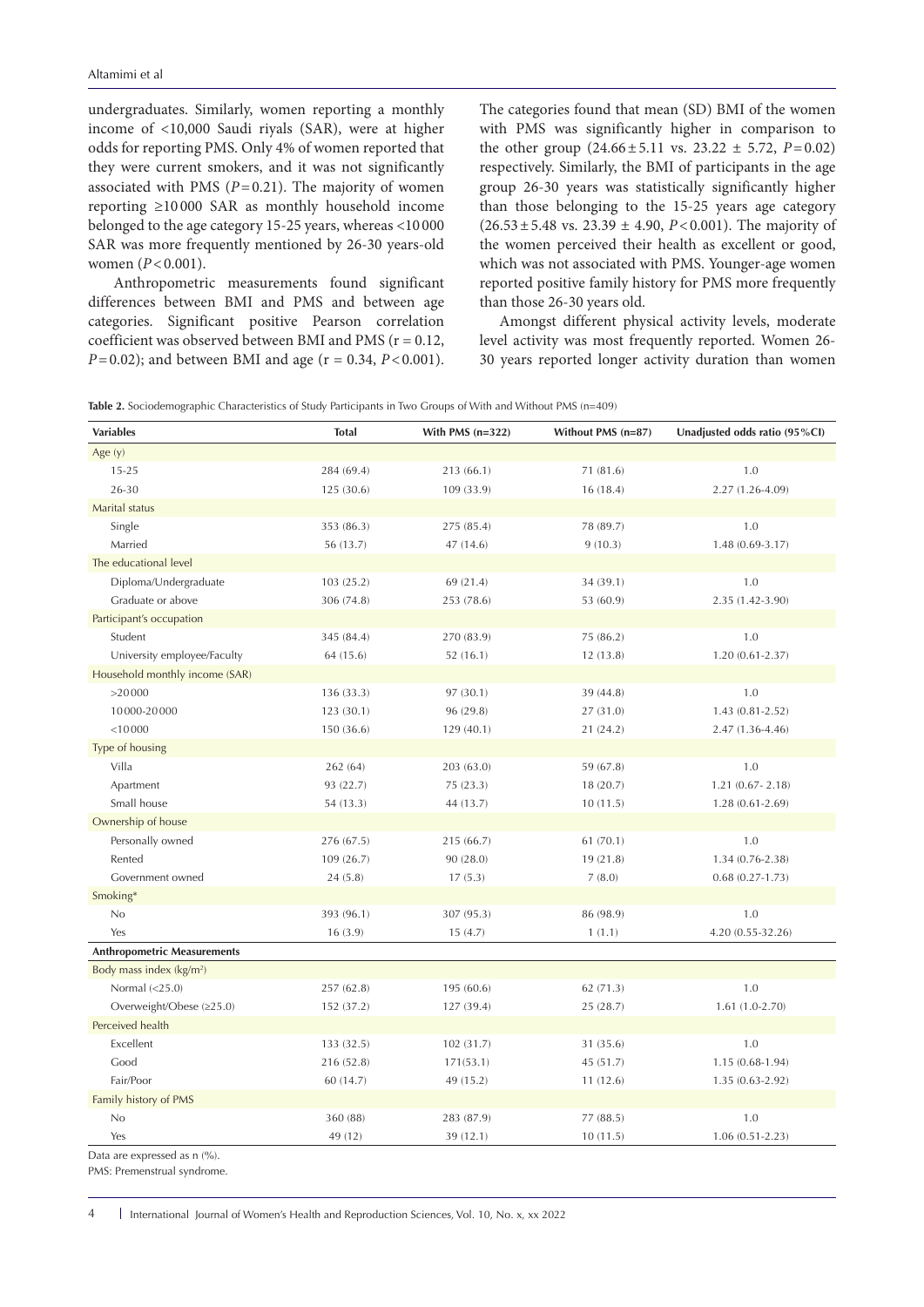undergraduates. Similarly, women reporting a monthly income of <10,000 Saudi riyals (SAR), were at higher odds for reporting PMS. Only 4% of women reported that they were current smokers, and it was not significantly associated with PMS ($P=0.21$). The majority of women reporting ≥10 000 SAR as monthly household income belonged to the age category 15-25 years, whereas <10 000 SAR was more frequently mentioned by 26-30 years-old women ($P<0.001$).

Anthropometric measurements found significant differences between BMI and PMS and between age categories. Significant positive Pearson correlation coefficient was observed between BMI and PMS ($r = 0.12$, $P=0.02$); and between BMI and age ($r = 0.34$, $P<0.001$). The categories found that mean (SD) BMI of the women with PMS was significantly higher in comparison to the other group ($24.66 \pm 5.11$ vs. $23.22 \pm 5.72$, $P=0.02$) respectively. Similarly, the BMI of participants in the age group 26-30 years was statistically significantly higher than those belonging to the 15-25 years age category ($26.53 \pm 5.48$ vs. $23.39 \pm 4.90$, $P<0.001$). The majority of the women perceived their health as excellent or good, which was not associated with PMS. Younger-age women reported positive family history for PMS more frequently than those 26-30 years old.

Amongst different physical activity levels, moderate level activity was most frequently reported. Women 26-30 years reported longer activity duration than women

**Table 2.** Sociodemographic Characteristics of Study Participants in Two Groups of With and Without PMS (n=409)

| Variables | Total | With PMS (n=322) | Without PMS (n=87) | Unadjusted odds ratio (95%CI) |
|---|---|---|---|---|
| Age (y) | | | | |
| 15-25 | 284 (69.4) | 213 (66.1) | 71 (81.6) | 1.0 |
| 26-30 | 125 (30.6) | 109 (33.9) | 16 (18.4) | 2.27 (1.26-4.09) |
| Marital status | | | | |
| Single | 353 (86.3) | 275 (85.4) | 78 (89.7) | 1.0 |
| Married | 56 (13.7) | 47 (14.6) | 9 (10.3) | 1.48 (0.69-3.17) |
| The educational level | | | | |
| Diploma/Undergraduate | 103 (25.2) | 69 (21.4) | 34 (39.1) | 1.0 |
| Graduate or above | 306 (74.8) | 253 (78.6) | 53 (60.9) | 2.35 (1.42-3.90) |
| Participant's occupation | | | | |
| Student | 345 (84.4) | 270 (83.9) | 75 (86.2) | 1.0 |
| University employee/Faculty | 64 (15.6) | 52 (16.1) | 12 (13.8) | 1.20 (0.61-2.37) |
| Household monthly income (SAR) | | | | |
| >20 000 | 136 (33.3) | 97 (30.1) | 39 (44.8) | 1.0 |
| 10 000-20 000 | 123 (30.1) | 96 (29.8) | 27 (31.0) | 1.43 (0.81-2.52) |
| <10 000 | 150 (36.6) | 129 (40.1) | 21 (24.2) | 2.47 (1.36-4.46) |
| Type of housing | | | | |
| Villa | 262 (64) | 203 (63.0) | 59 (67.8) | 1.0 |
| Apartment | 93 (22.7) | 75 (23.3) | 18 (20.7) | 1.21 (0.67- 2.18) |
| Small house | 54 (13.3) | 44 (13.7) | 10 (11.5) | 1.28 (0.61-2.69) |
| Ownership of house | | | | |
| Personally owned | 276 (67.5) | 215 (66.7) | 61 (70.1) | 1.0 |
| Rented | 109 (26.7) | 90 (28.0) | 19 (21.8) | 1.34 (0.76-2.38) |
| Government owned | 24 (5.8) | 17 (5.3) | 7 (8.0) | 0.68 (0.27-1.73) |
| Smoking* | | | | |
| No | 393 (96.1) | 307 (95.3) | 86 (98.9) | 1.0 |
| Yes | 16 (3.9) | 15 (4.7) | 1 (1.1) | 4.20 (0.55-32.26) |
| **Anthropometric Measurements** | | | | |
| Body mass index (kg/m²) | | | | |
| Normal (<25.0) | 257 (62.8) | 195 (60.6) | 62 (71.3) | 1.0 |
| Overweight/Obese (≥25.0) | 152 (37.2) | 127 (39.4) | 25 (28.7) | 1.61 (1.0-2.70) |
| Perceived health | | | | |
| Excellent | 133 (32.5) | 102 (31.7) | 31 (35.6) | 1.0 |
| Good | 216 (52.8) | 171(53.1) | 45 (51.7) | 1.15 (0.68-1.94) |
| Fair/Poor | 60 (14.7) | 49 (15.2) | 11 (12.6) | 1.35 (0.63-2.92) |
| Family history of PMS | | | | |
| No | 360 (88) | 283 (87.9) | 77 (88.5) | 1.0 |
| Yes | 49 (12) | 39 (12.1) | 10 (11.5) | 1.06 (0.51-2.23) |

Data are expressed as n (%).

PMS: Premenstrual syndrome.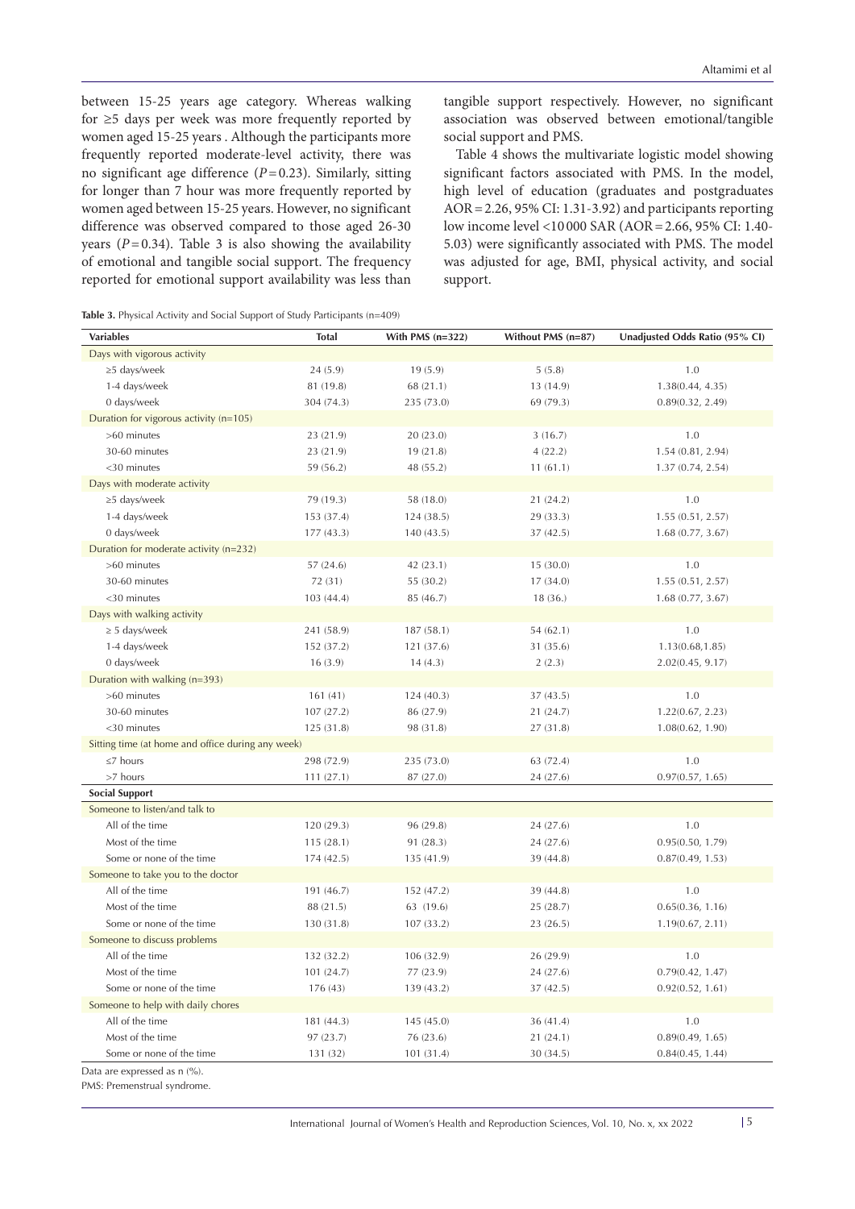between 15-25 years age category. Whereas walking for ≥5 days per week was more frequently reported by women aged 15-25 years . Although the participants more frequently reported moderate-level activity, there was no significant age difference ($P = 0.23$). Similarly, sitting for longer than 7 hour was more frequently reported by women aged between 15-25 years. However, no significant difference was observed compared to those aged 26-30 years ($P = 0.34$). Table 3 is also showing the availability of emotional and tangible social support. The frequency reported for emotional support availability was less than tangible support respectively. However, no significant association was observed between emotional/tangible social support and PMS.

Table 4 shows the multivariate logistic model showing significant factors associated with PMS. In the model, high level of education (graduates and postgraduates AOR = 2.26, 95% CI: 1.31-3.92) and participants reporting low income level <10 000 SAR (AOR = 2.66, 95% CI: 1.40-5.03) were significantly associated with PMS. The model was adjusted for age, BMI, physical activity, and social support.

**Table 3.** Physical Activity and Social Support of Study Participants (n=409)

| Variables | Total | With PMS (n=322) | Without PMS (n=87) | Unadjusted Odds Ratio (95% CI) |
|---|---|---|---|---|
| Days with vigorous activity | | | | |
| ≥5 days/week | 24 (5.9) | 19 (5.9) | 5 (5.8) | 1.0 |
| 1-4 days/week | 81 (19.8) | 68 (21.1) | 13 (14.9) | 1.38(0.44, 4.35) |
| 0 days/week | 304 (74.3) | 235 (73.0) | 69 (79.3) | 0.89(0.32, 2.49) |
| Duration for vigorous activity (n=105) | | | | |
| >60 minutes | 23 (21.9) | 20 (23.0) | 3 (16.7) | 1.0 |
| 30-60 minutes | 23 (21.9) | 19 (21.8) | 4 (22.2) | 1.54 (0.81, 2.94) |
| <30 minutes | 59 (56.2) | 48 (55.2) | 11 (61.1) | 1.37 (0.74, 2.54) |
| Days with moderate activity | | | | |
| ≥5 days/week | 79 (19.3) | 58 (18.0) | 21 (24.2) | 1.0 |
| 1-4 days/week | 153 (37.4) | 124 (38.5) | 29 (33.3) | 1.55 (0.51, 2.57) |
| 0 days/week | 177 (43.3) | 140 (43.5) | 37 (42.5) | 1.68 (0.77, 3.67) |
| Duration for moderate activity (n=232) | | | | |
| >60 minutes | 57 (24.6) | 42 (23.1) | 15 (30.0) | 1.0 |
| 30-60 minutes | 72 (31) | 55 (30.2) | 17 (34.0) | 1.55 (0.51, 2.57) |
| <30 minutes | 103 (44.4) | 85 (46.7) | 18 (36.) | 1.68 (0.77, 3.67) |
| Days with walking activity | | | | |
| ≥ 5 days/week | 241 (58.9) | 187 (58.1) | 54 (62.1) | 1.0 |
| 1-4 days/week | 152 (37.2) | 121 (37.6) | 31 (35.6) | 1.13(0.68,1.85) |
| 0 days/week | 16 (3.9) | 14 (4.3) | 2 (2.3) | 2.02(0.45, 9.17) |
| Duration with walking (n=393) | | | | |
| >60 minutes | 161 (41) | 124 (40.3) | 37 (43.5) | 1.0 |
| 30-60 minutes | 107 (27.2) | 86 (27.9) | 21 (24.7) | 1.22(0.67, 2.23) |
| <30 minutes | 125 (31.8) | 98 (31.8) | 27 (31.8) | 1.08(0.62, 1.90) |
| Sitting time (at home and office during any week) | | | | |
| ≤7 hours | 298 (72.9) | 235 (73.0) | 63 (72.4) | 1.0 |
| >7 hours | 111 (27.1) | 87 (27.0) | 24 (27.6) | 0.97(0.57, 1.65) |
| **Social Support** | | | | |
| Someone to listen/and talk to | | | | |
| All of the time | 120 (29.3) | 96 (29.8) | 24 (27.6) | 1.0 |
| Most of the time | 115 (28.1) | 91 (28.3) | 24 (27.6) | 0.95(0.50, 1.79) |
| Some or none of the time | 174 (42.5) | 135 (41.9) | 39 (44.8) | 0.87(0.49, 1.53) |
| Someone to take you to the doctor | | | | |
| All of the time | 191 (46.7) | 152 (47.2) | 39 (44.8) | 1.0 |
| Most of the time | 88 (21.5) | 63 (19.6) | 25 (28.7) | 0.65(0.36, 1.16) |
| Some or none of the time | 130 (31.8) | 107 (33.2) | 23 (26.5) | 1.19(0.67, 2.11) |
| Someone to discuss problems | | | | |
| All of the time | 132 (32.2) | 106 (32.9) | 26 (29.9) | 1.0 |
| Most of the time | 101 (24.7) | 77 (23.9) | 24 (27.6) | 0.79(0.42, 1.47) |
| Some or none of the time | 176 (43) | 139 (43.2) | 37 (42.5) | 0.92(0.52, 1.61) |
| Someone to help with daily chores | | | | |
| All of the time | 181 (44.3) | 145 (45.0) | 36 (41.4) | 1.0 |
| Most of the time | 97 (23.7) | 76 (23.6) | 21 (24.1) | 0.89(0.49, 1.65) |
| Some or none of the time | 131 (32) | 101 (31.4) | 30 (34.5) | 0.84(0.45, 1.44) |

Data are expressed as n (%).

PMS: Premenstrual syndrome.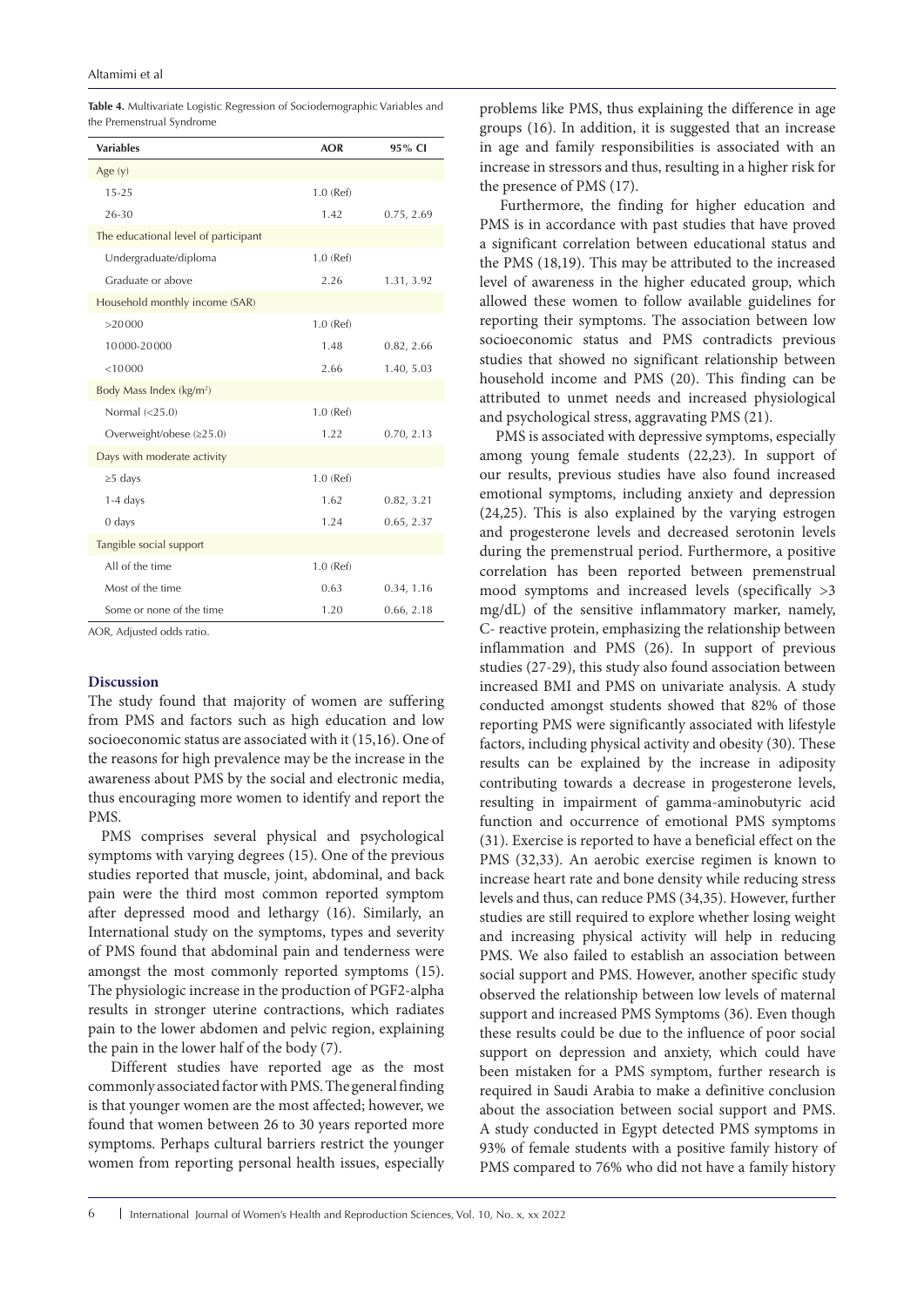**Table 4.** Multivariate Logistic Regression of Sociodemographic Variables and the Premenstrual Syndrome

| Variables | AOR | 95% CI |
|---|---|---|
| Age (y) | | |
| 15-25 | 1.0 (Ref) | |
| 26-30 | 1.42 | 0.75, 2.69 |
| The educational level of participant | | |
| Undergraduate/diploma | 1.0 (Ref) | |
| Graduate or above | 2.26 | 1.31, 3.92 |
| Household monthly income (SAR) | | |
| >20 000 | 1.0 (Ref) | |
| 10 000-20 000 | 1.48 | 0.82, 2.66 |
| <10 000 | 2.66 | 1.40, 5.03 |
| Body Mass Index (kg/m²) | | |
| Normal (<25.0) | 1.0 (Ref) | |
| Overweight/obese (≥25.0) | 1.22 | 0.70, 2.13 |
| Days with moderate activity | | |
| ≥5 days | 1.0 (Ref) | |
| 1-4 days | 1.62 | 0.82, 3.21 |
| 0 days | 1.24 | 0.65, 2.37 |
| Tangible social support | | |
| All of the time | 1.0 (Ref) | |
| Most of the time | 0.63 | 0.34, 1.16 |
| Some or none of the time | 1.20 | 0.66, 2.18 |

AOR, Adjusted odds ratio.

## Discussion

The study found that majority of women are suffering from PMS and factors such as high education and low socioeconomic status are associated with it (15,16). One of the reasons for high prevalence may be the increase in the awareness about PMS by the social and electronic media, thus encouraging more women to identify and report the PMS.

PMS comprises several physical and psychological symptoms with varying degrees (15). One of the previous studies reported that muscle, joint, abdominal, and back pain were the third most common reported symptom after depressed mood and lethargy (16). Similarly, an International study on the symptoms, types and severity of PMS found that abdominal pain and tenderness were amongst the most commonly reported symptoms (15). The physiologic increase in the production of PGF2-alpha results in stronger uterine contractions, which radiates pain to the lower abdomen and pelvic region, explaining the pain in the lower half of the body (7).

Different studies have reported age as the most commonly associated factor with PMS. The general finding is that younger women are the most affected; however, we found that women between 26 to 30 years reported more symptoms. Perhaps cultural barriers restrict the younger women from reporting personal health issues, especially problems like PMS, thus explaining the difference in age groups (16). In addition, it is suggested that an increase in age and family responsibilities is associated with an increase in stressors and thus, resulting in a higher risk for the presence of PMS (17).

Furthermore, the finding for higher education and PMS is in accordance with past studies that have proved a significant correlation between educational status and the PMS (18,19). This may be attributed to the increased level of awareness in the higher educated group, which allowed these women to follow available guidelines for reporting their symptoms. The association between low socioeconomic status and PMS contradicts previous studies that showed no significant relationship between household income and PMS (20). This finding can be attributed to unmet needs and increased physiological and psychological stress, aggravating PMS (21).

PMS is associated with depressive symptoms, especially among young female students (22,23). In support of our results, previous studies have also found increased emotional symptoms, including anxiety and depression (24,25). This is also explained by the varying estrogen and progesterone levels and decreased serotonin levels during the premenstrual period. Furthermore, a positive correlation has been reported between premenstrual mood symptoms and increased levels (specifically >3 mg/dL) of the sensitive inflammatory marker, namely, C- reactive protein, emphasizing the relationship between inflammation and PMS (26). In support of previous studies (27-29), this study also found association between increased BMI and PMS on univariate analysis. A study conducted amongst students showed that 82% of those reporting PMS were significantly associated with lifestyle factors, including physical activity and obesity (30). These results can be explained by the increase in adiposity contributing towards a decrease in progesterone levels, resulting in impairment of gamma-aminobutyric acid function and occurrence of emotional PMS symptoms (31). Exercise is reported to have a beneficial effect on the PMS (32,33). An aerobic exercise regimen is known to increase heart rate and bone density while reducing stress levels and thus, can reduce PMS (34,35). However, further studies are still required to explore whether losing weight and increasing physical activity will help in reducing PMS. We also failed to establish an association between social support and PMS. However, another specific study observed the relationship between low levels of maternal support and increased PMS Symptoms (36). Even though these results could be due to the influence of poor social support on depression and anxiety, which could have been mistaken for a PMS symptom, further research is required in Saudi Arabia to make a definitive conclusion about the association between social support and PMS. A study conducted in Egypt detected PMS symptoms in 93% of female students with a positive family history of PMS compared to 76% who did not have a family history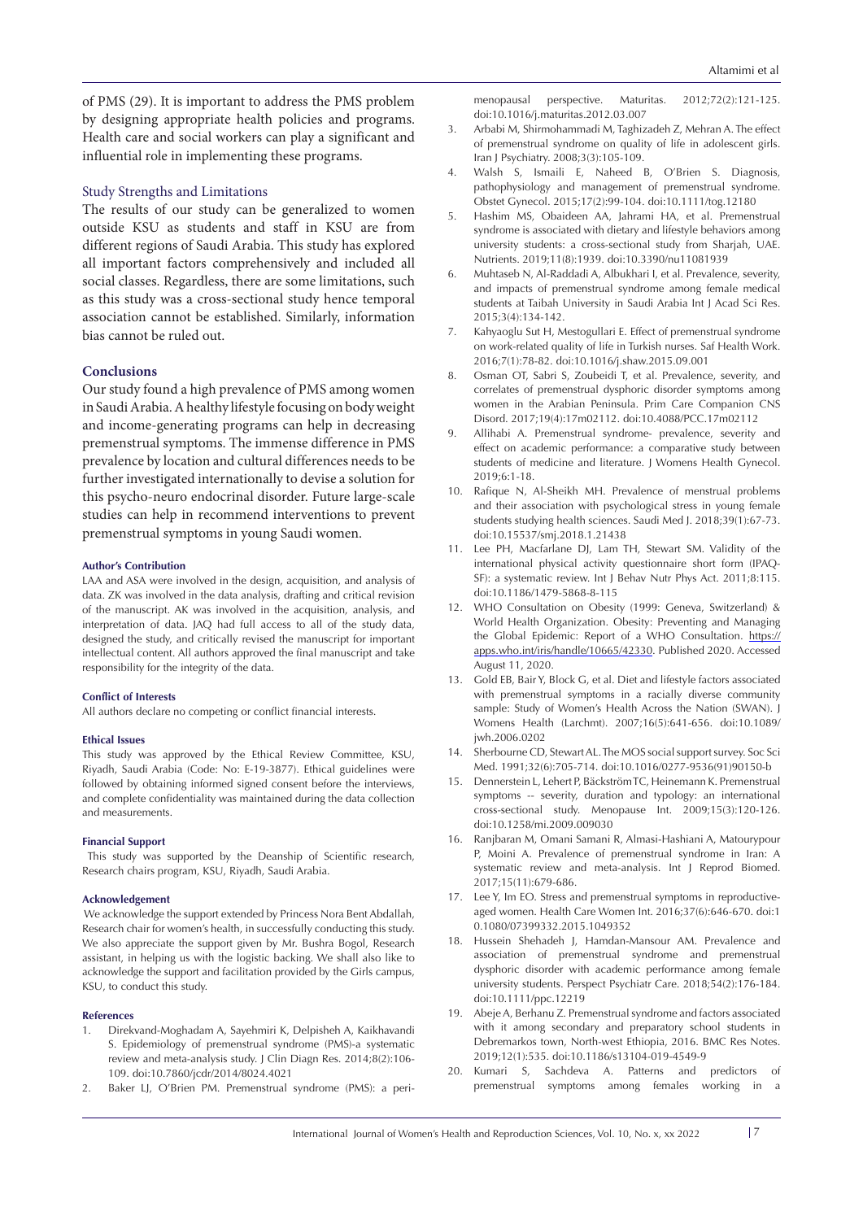of PMS (29). It is important to address the PMS problem by designing appropriate health policies and programs. Health care and social workers can play a significant and influential role in implementing these programs.

### Study Strengths and Limitations

The results of our study can be generalized to women outside KSU as students and staff in KSU are from different regions of Saudi Arabia. This study has explored all important factors comprehensively and included all social classes. Regardless, there are some limitations, such as this study was a cross-sectional study hence temporal association cannot be established. Similarly, information bias cannot be ruled out.

## Conclusions

Our study found a high prevalence of PMS among women in Saudi Arabia. A healthy lifestyle focusing on body weight and income-generating programs can help in decreasing premenstrual symptoms. The immense difference in PMS prevalence by location and cultural differences needs to be further investigated internationally to devise a solution for this psycho-neuro endocrinal disorder. Future large-scale studies can help in recommend interventions to prevent premenstrual symptoms in young Saudi women.

#### Author's Contribution

LAA and ASA were involved in the design, acquisition, and analysis of data. ZK was involved in the data analysis, drafting and critical revision of the manuscript. AK was involved in the acquisition, analysis, and interpretation of data. JAQ had full access to all of the study data, designed the study, and critically revised the manuscript for important intellectual content. All authors approved the final manuscript and take responsibility for the integrity of the data.

#### Conflict of Interests

All authors declare no competing or conflict financial interests.

#### Ethical Issues

This study was approved by the Ethical Review Committee, KSU, Riyadh, Saudi Arabia (Code: No: E-19-3877). Ethical guidelines were followed by obtaining informed signed consent before the interviews, and complete confidentiality was maintained during the data collection and measurements.

#### Financial Support

This study was supported by the Deanship of Scientific research, Research chairs program, KSU, Riyadh, Saudi Arabia.

#### Acknowledgement

We acknowledge the support extended by Princess Nora Bent Abdallah, Research chair for women's health, in successfully conducting this study. We also appreciate the support given by Mr. Bushra Bogol, Research assistant, in helping us with the logistic backing. We shall also like to acknowledge the support and facilitation provided by the Girls campus, KSU, to conduct this study.

#### References

1. Direkvand-Moghadam A, Sayehmiri K, Delpisheh A, Kaikhavandi S. Epidemiology of premenstrual syndrome (PMS)-a systematic review and meta-analysis study. J Clin Diagn Res. 2014;8(2):106-109. doi:10.7860/jcdr/2014/8024.4021
2. Baker LJ, O'Brien PM. Premenstrual syndrome (PMS): a peri-menopausal perspective. Maturitas. 2012;72(2):121-125. doi:10.1016/j.maturitas.2012.03.007
3. Arbabi M, Shirmohammadi M, Taghizadeh Z, Mehran A. The effect of premenstrual syndrome on quality of life in adolescent girls. Iran J Psychiatry. 2008;3(3):105-109.
4. Walsh S, Ismaili E, Naheed B, O'Brien S. Diagnosis, pathophysiology and management of premenstrual syndrome. Obstet Gynecol. 2015;17(2):99-104. doi:10.1111/tog.12180
5. Hashim MS, Obaideen AA, Jahrami HA, et al. Premenstrual syndrome is associated with dietary and lifestyle behaviors among university students: a cross-sectional study from Sharjah, UAE. Nutrients. 2019;11(8):1939. doi:10.3390/nu11081939
6. Muhtaseb N, Al-Raddadi A, Albukhari I, et al. Prevalence, severity, and impacts of premenstrual syndrome among female medical students at Taibah University in Saudi Arabia Int J Acad Sci Res. 2015;3(4):134-142.
7. Kahyaoglu Sut H, Mestogullari E. Effect of premenstrual syndrome on work-related quality of life in Turkish nurses. Saf Health Work. 2016;7(1):78-82. doi:10.1016/j.shaw.2015.09.001
8. Osman OT, Sabri S, Zoubeidi T, et al. Prevalence, severity, and correlates of premenstrual dysphoric disorder symptoms among women in the Arabian Peninsula. Prim Care Companion CNS Disord. 2017;19(4):17m02112. doi:10.4088/PCC.17m02112
9. Allihabi A. Premenstrual syndrome- prevalence, severity and effect on academic performance: a comparative study between students of medicine and literature. J Womens Health Gynecol. 2019;6:1-18.
10. Rafique N, Al-Sheikh MH. Prevalence of menstrual problems and their association with psychological stress in young female students studying health sciences. Saudi Med J. 2018;39(1):67-73. doi:10.15537/smj.2018.1.21438
11. Lee PH, Macfarlane DJ, Lam TH, Stewart SM. Validity of the international physical activity questionnaire short form (IPAQ-SF): a systematic review. Int J Behav Nutr Phys Act. 2011;8:115. doi:10.1186/1479-5868-8-115
12. WHO Consultation on Obesity (1999: Geneva, Switzerland) & World Health Organization. Obesity: Preventing and Managing the Global Epidemic: Report of a WHO Consultation. https://apps.who.int/iris/handle/10665/42330. Published 2020. Accessed August 11, 2020.
13. Gold EB, Bair Y, Block G, et al. Diet and lifestyle factors associated with premenstrual symptoms in a racially diverse community sample: Study of Women's Health Across the Nation (SWAN). J Womens Health (Larchmt). 2007;16(5):641-656. doi:10.1089/jwh.2006.0202
14. Sherbourne CD, Stewart AL. The MOS social support survey. Soc Sci Med. 1991;32(6):705-714. doi:10.1016/0277-9536(91)90150-b
15. Dennerstein L, Lehert P, Bäckström TC, Heinemann K. Premenstrual symptoms -- severity, duration and typology: an international cross-sectional study. Menopause Int. 2009;15(3):120-126. doi:10.1258/mi.2009.009030
16. Ranjbaran M, Omani Samani R, Almasi-Hashiani A, Matourypour P, Moini A. Prevalence of premenstrual syndrome in Iran: A systematic review and meta-analysis. Int J Reprod Biomed. 2017;15(11):679-686.
17. Lee Y, Im EO. Stress and premenstrual symptoms in reproductive-aged women. Health Care Women Int. 2016;37(6):646-670. doi:10.1080/07399332.2015.1049352
18. Hussein Shehadeh J, Hamdan-Mansour AM. Prevalence and association of premenstrual syndrome and premenstrual dysphoric disorder with academic performance among female university students. Perspect Psychiatr Care. 2018;54(2):176-184. doi:10.1111/ppc.12219
19. Abeje A, Berhanu Z. Premenstrual syndrome and factors associated with it among secondary and preparatory school students in Debremarkos town, North-west Ethiopia, 2016. BMC Res Notes. 2019;12(1):535. doi:10.1186/s13104-019-4549-9
20. Kumari S, Sachdeva A. Patterns and predictors of premenstrual symptoms among females working in a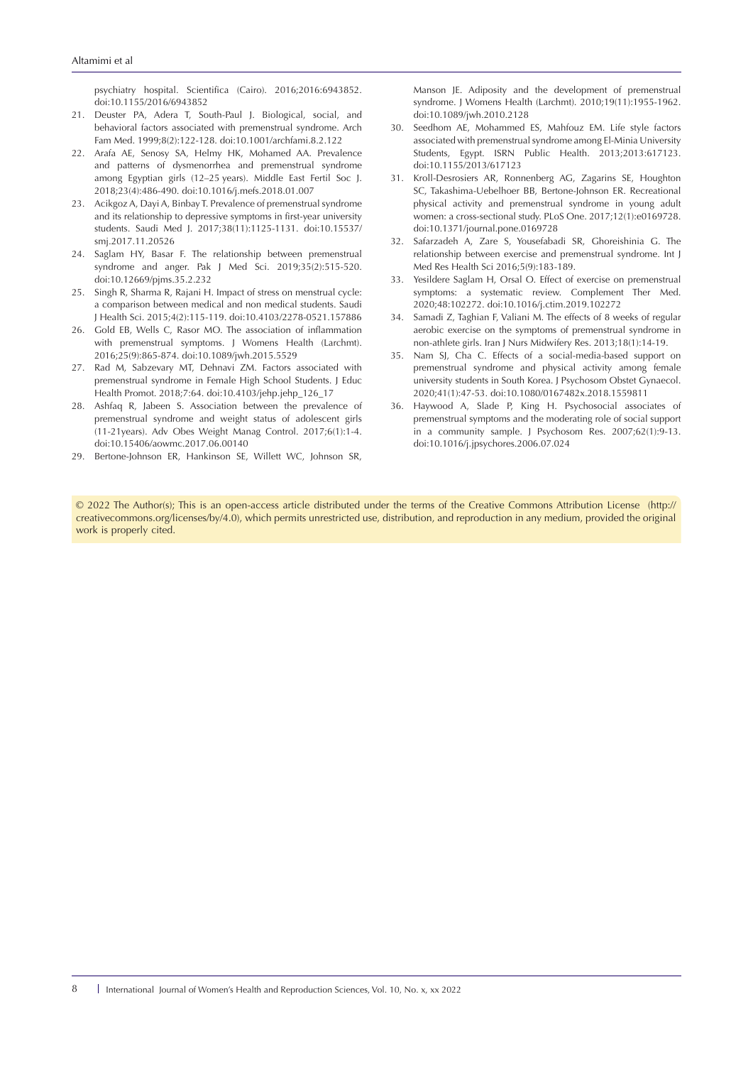psychiatry hospital. Scientifica (Cairo). 2016;2016:6943852. doi:10.1155/2016/6943852

21. Deuster PA, Adera T, South-Paul J. Biological, social, and behavioral factors associated with premenstrual syndrome. Arch Fam Med. 1999;8(2):122-128. doi:10.1001/archfami.8.2.122
22. Arafa AE, Senosy SA, Helmy HK, Mohamed AA. Prevalence and patterns of dysmenorrhea and premenstrual syndrome among Egyptian girls (12–25 years). Middle East Fertil Soc J. 2018;23(4):486-490. doi:10.1016/j.mefs.2018.01.007
23. Acikgoz A, Dayi A, Binbay T. Prevalence of premenstrual syndrome and its relationship to depressive symptoms in first-year university students. Saudi Med J. 2017;38(11):1125-1131. doi:10.15537/smj.2017.11.20526
24. Saglam HY, Basar F. The relationship between premenstrual syndrome and anger. Pak J Med Sci. 2019;35(2):515-520. doi:10.12669/pjms.35.2.232
25. Singh R, Sharma R, Rajani H. Impact of stress on menstrual cycle: a comparison between medical and non medical students. Saudi J Health Sci. 2015;4(2):115-119. doi:10.4103/2278-0521.157886
26. Gold EB, Wells C, Rasor MO. The association of inflammation with premenstrual symptoms. J Womens Health (Larchmt). 2016;25(9):865-874. doi:10.1089/jwh.2015.5529
27. Rad M, Sabzevary MT, Dehnavi ZM. Factors associated with premenstrual syndrome in Female High School Students. J Educ Health Promot. 2018;7:64. doi:10.4103/jehp.jehp_126_17
28. Ashfaq R, Jabeen S. Association between the prevalence of premenstrual syndrome and weight status of adolescent girls (11-21years). Adv Obes Weight Manag Control. 2017;6(1):1-4. doi:10.15406/aowmc.2017.06.00140
29. Bertone-Johnson ER, Hankinson SE, Willett WC, Johnson SR, Manson JE. Adiposity and the development of premenstrual syndrome. J Womens Health (Larchmt). 2010;19(11):1955-1962. doi:10.1089/jwh.2010.2128
30. Seedhom AE, Mohammed ES, Mahfouz EM. Life style factors associated with premenstrual syndrome among El-Minia University Students, Egypt. ISRN Public Health. 2013;2013:617123. doi:10.1155/2013/617123
31. Kroll-Desrosiers AR, Ronnenberg AG, Zagarins SE, Houghton SC, Takashima-Uebelhoer BB, Bertone-Johnson ER. Recreational physical activity and premenstrual syndrome in young adult women: a cross-sectional study. PLoS One. 2017;12(1):e0169728. doi:10.1371/journal.pone.0169728
32. Safarzadeh A, Zare S, Yousefabadi SR, Ghoreishinia G. The relationship between exercise and premenstrual syndrome. Int J Med Res Health Sci 2016;5(9):183-189.
33. Yesildere Saglam H, Orsal O. Effect of exercise on premenstrual symptoms: a systematic review. Complement Ther Med. 2020;48:102272. doi:10.1016/j.ctim.2019.102272
34. Samadi Z, Taghian F, Valiani M. The effects of 8 weeks of regular aerobic exercise on the symptoms of premenstrual syndrome in non-athlete girls. Iran J Nurs Midwifery Res. 2013;18(1):14-19.
35. Nam SJ, Cha C. Effects of a social-media-based support on premenstrual syndrome and physical activity among female university students in South Korea. J Psychosom Obstet Gynaecol. 2020;41(1):47-53. doi:10.1080/0167482x.2018.1559811
36. Haywood A, Slade P, King H. Psychosocial associates of premenstrual symptoms and the moderating role of social support in a community sample. J Psychosom Res. 2007;62(1):9-13. doi:10.1016/j.jpsychores.2006.07.024

© 2022 The Author(s); This is an open-access article distributed under the terms of the Creative Commons Attribution License (http://creativecommons.org/licenses/by/4.0), which permits unrestricted use, distribution, and reproduction in any medium, provided the original work is properly cited.